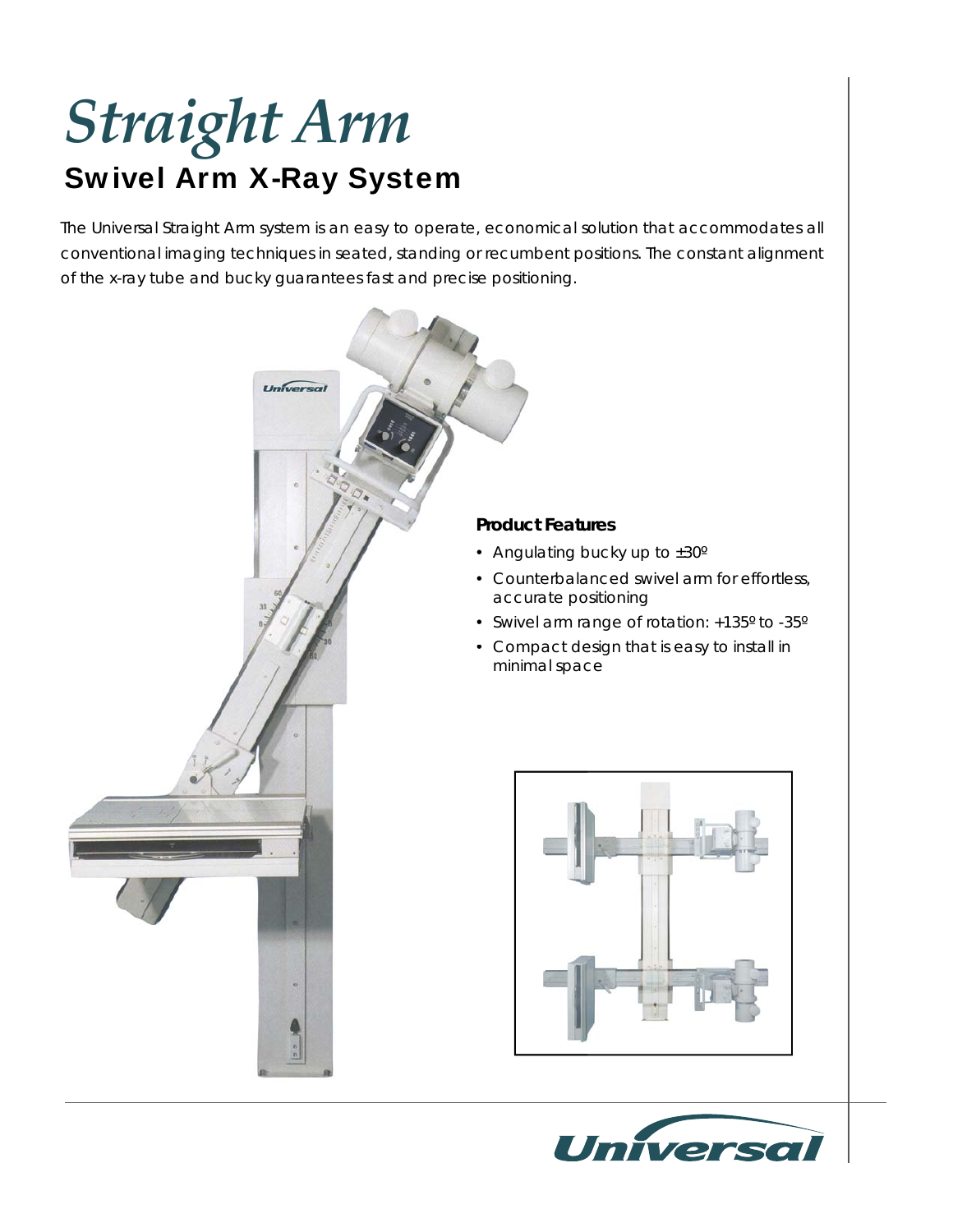# *Straight Arm*

## Swivel Arm X-Ray System

The Universal Straight Arm system is an easy to operate, economical solution that accommodates all conventional imaging techniques in seated, standing or recumbent positions. The constant alignment of the x-ray tube and bucky guarantees fast and precise positioning.

**Product Features**

- Angulating bucky up to ±30º
- Counterbalanced swivel arm for effortless, accurate positioning
- Swivel arm range of rotation: +135º to -35º
- Compact design that is easy to install in minimal space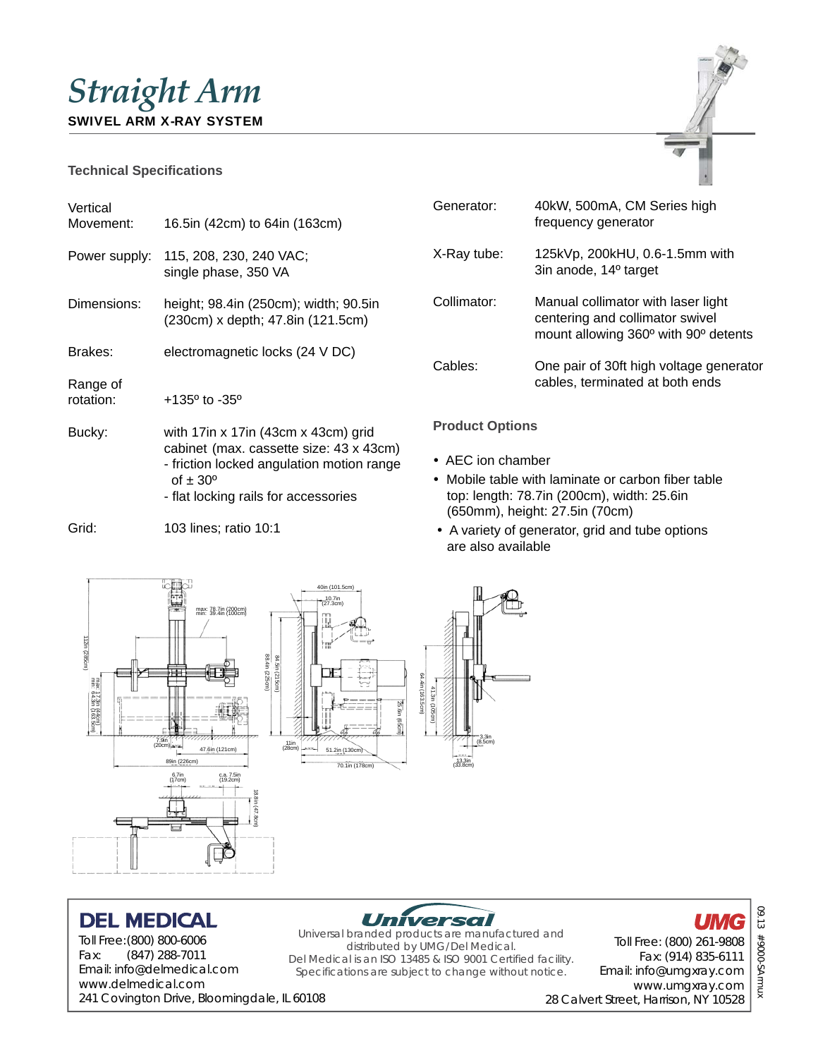# Straight Arm

**SWIVEL ARM X-RAY SYSTEM**

### Technical Specifications

| | |
|---|---|
| Vertical Movement: | 16.5in (42cm) to 64in (163cm) |
| Power supply: | 115, 208, 230, 240 VAC; single phase, 350 VA |
| Dimensions: | height; 98.4in (250cm); width; 90.5in (230cm) x depth; 47.8in (121.5cm) |
| Brakes: | electromagnetic locks (24 V DC) |
| Range of rotation: | +135º to -35º |
| Bucky: | with 17in x 17in (43cm x 43cm) grid cabinet (max. cassette size: 43 x 43cm)<br>- friction locked angulation motion range of ± 30º<br>- flat locking rails for accessories |
| Grid: | 103 lines; ratio 10:1 |
| Generator: | 40kW, 500mA, CM Series high frequency generator |
| X-Ray tube: | 125kVp, 200kHU, 0.6-1.5mm with 3in anode, 14º target |
| Collimator: | Manual collimator with laser light centering and collimator swivel mount allowing 360º with 90º detents |
| Cables: | One pair of 30ft high voltage generator cables, terminated at both ends |

### Product Options

- AEC ion chamber
- Mobile table with laminate or carbon fiber table top: length: 78.7in (200cm), width: 25.6in (650mm), height: 27.5in (70cm)
- A variety of generator, grid and tube options are also available

max: 78.7in (200cm)
min: 39.4in (100cm)
112in (285cm)
max: 17.3in (44cm)
min: 64.3in (163.5cm)
7.9in (20cm)
47.6in (121cm)
89in (226cm)
6.7in (17cm)
c.a. 7.5in (19.2cm)
18.8in (47.8cm)
40in (101.5cm)
10.7in (27.3cm)
88.4in (225cm)
84.5in (215cm)
25.6in (65cm)
11in (28cm)
51.2in (130cm)
70.1in (178cm)
64.4in (163.5cm)
41.3in (105cm)
3.3in (8.5cm)
13.3in (33.8cm)

**DEL MEDICAL**
Toll Free:(800) 800-6006
Fax: (847) 288-7011
Email: info@delmedical.com
www.delmedical.com
241 Covington Drive, Bloomingdale, IL 60108

**Universal**
Universal branded products are manufactured and distributed by UMG/Del Medical.
Del Medical is an ISO 13485 & ISO 9001 Certified facility.
Specifications are subject to change without notice.

**UMG**
Toll Free: (800) 261-9808
Fax: (914) 835-6111
Email: info@umgxray.com
www.umgxray.com
28 Calvert Street, Harrison, NY 10528

09.13 #9000-SAmux